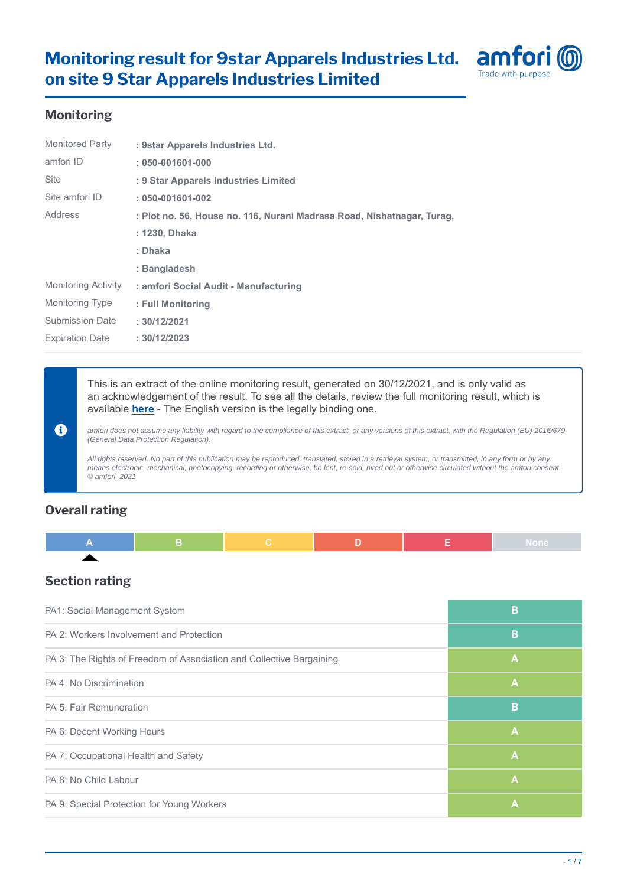# Monitoring result for 9star Apparels Industries Ltd. on site 9 Star Apparels Industries Limited

amfori
Trade with purpose

## Monitoring

| | |
|---|---|
| Monitored Party | : **9star Apparels Industries Ltd.** |
| amfori ID | : **050-001601-000** |
| Site | : **9 Star Apparels Industries Limited** |
| Site amfori ID | : **050-001601-002** |
| Address | : **Plot no. 56, House no. 116, Nurani Madrasa Road, Nishatnagar, Turag,** |
| | : **1230, Dhaka** |
| | : **Dhaka** |
| | : **Bangladesh** |
| Monitoring Activity | : **amfori Social Audit - Manufacturing** |
| Monitoring Type | : **Full Monitoring** |
| Submission Date | : **30/12/2021** |
| Expiration Date | : **30/12/2023** |

This is an extract of the online monitoring result, generated on 30/12/2021, and is only valid as an acknowledgement of the result. To see all the details, review the full monitoring result, which is available **here** - The English version is the legally binding one.

*amfori does not assume any liability with regard to the compliance of this extract, or any versions of this extract, with the Regulation (EU) 2016/679 (General Data Protection Regulation).*

*All rights reserved. No part of this publication may be reproduced, translated, stored in a retrieval system, or transmitted, in any form or by any means electronic, mechanical, photocopying, recording or otherwise, be lent, re-sold, hired out or otherwise circulated without the amfori consent. © amfori, 2021*

## Overall rating

| A | B | C | D | E | None |
|---|---|---|---|---|---|
| ▲ | | | | | |

## Section rating

| Section | Rating |
|---|---|
| PA1: Social Management System | B |
| PA 2: Workers Involvement and Protection | B |
| PA 3: The Rights of Freedom of Association and Collective Bargaining | A |
| PA 4: No Discrimination | A |
| PA 5: Fair Remuneration | B |
| PA 6: Decent Working Hours | A |
| PA 7: Occupational Health and Safety | A |
| PA 8: No Child Labour | A |
| PA 9: Special Protection for Young Workers | A |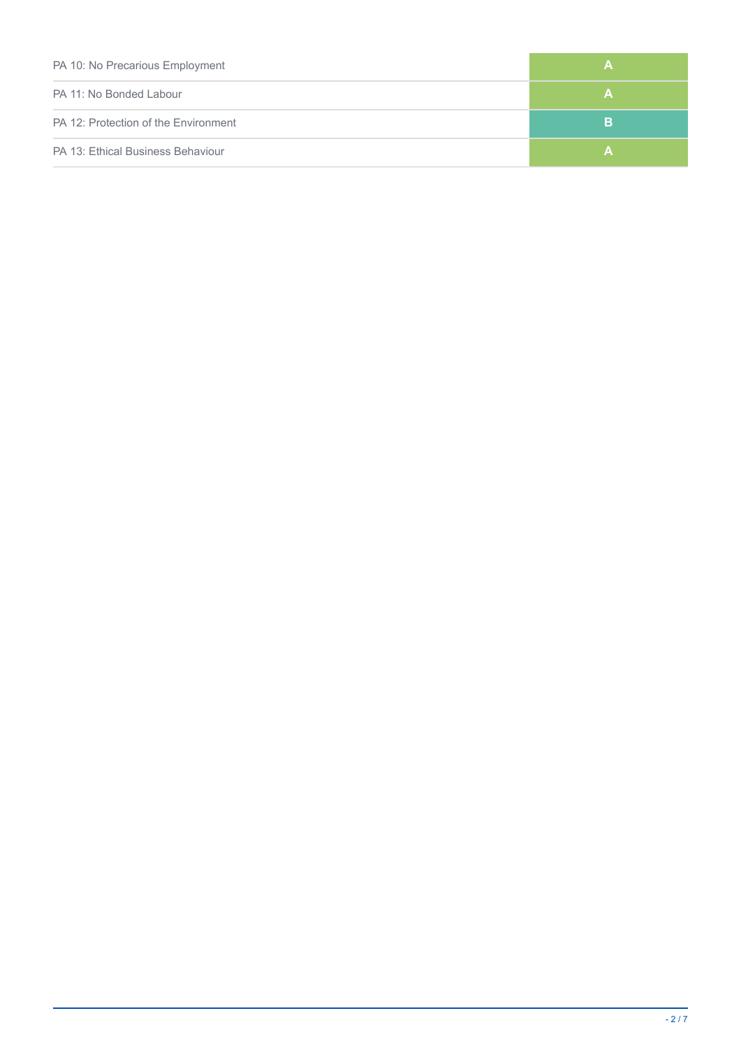| | |
|---|---|
| PA 10: No Precarious Employment | A |
| PA 11: No Bonded Labour | A |
| PA 12: Protection of the Environment | B |
| PA 13: Ethical Business Behaviour | A |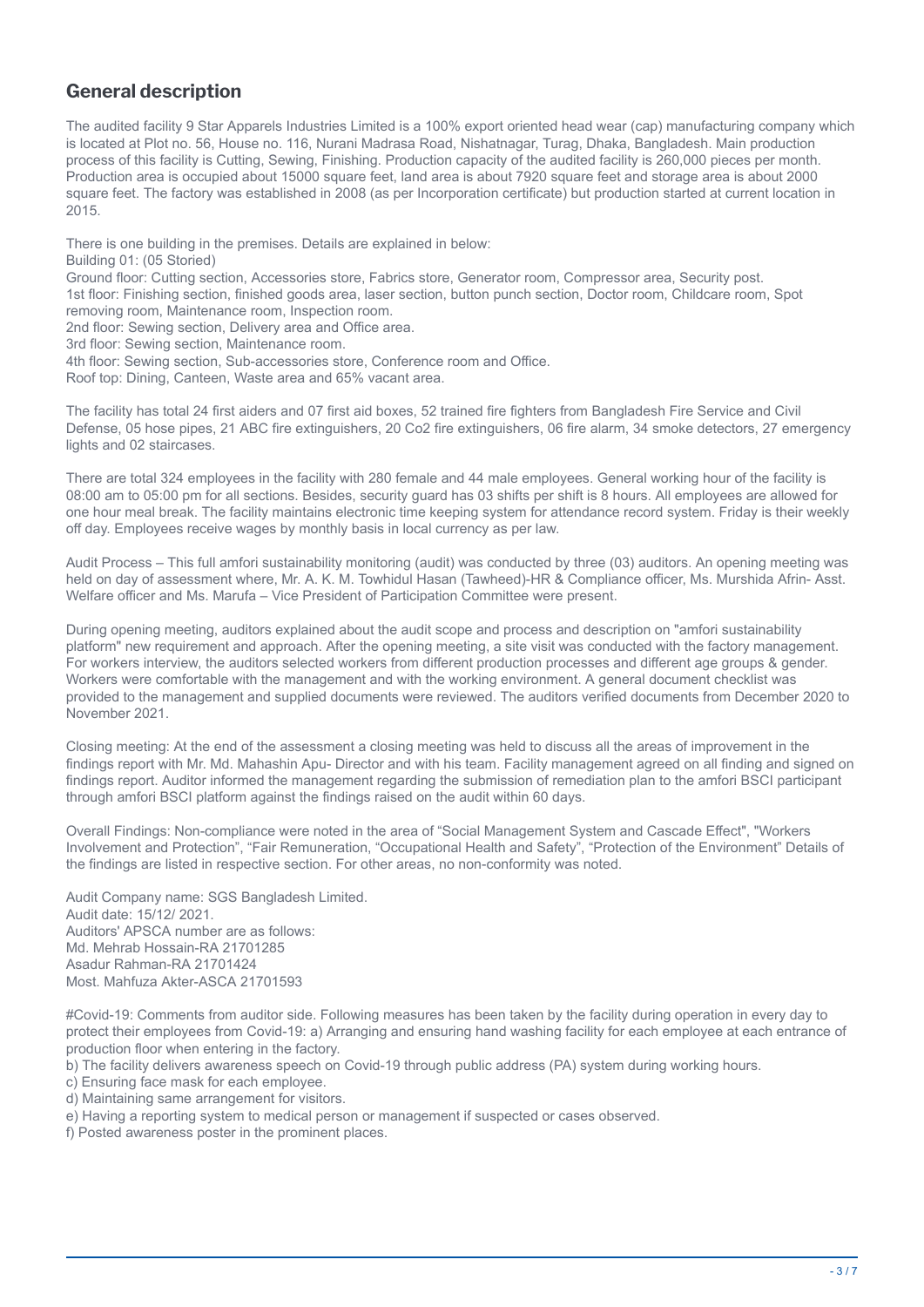## General description

The audited facility 9 Star Apparels Industries Limited is a 100% export oriented head wear (cap) manufacturing company which is located at Plot no. 56, House no. 116, Nurani Madrasa Road, Nishatnagar, Turag, Dhaka, Bangladesh. Main production process of this facility is Cutting, Sewing, Finishing. Production capacity of the audited facility is 260,000 pieces per month. Production area is occupied about 15000 square feet, land area is about 7920 square feet and storage area is about 2000 square feet. The factory was established in 2008 (as per Incorporation certificate) but production started at current location in 2015.

There is one building in the premises. Details are explained in below:
Building 01: (05 Storied)
Ground floor: Cutting section, Accessories store, Fabrics store, Generator room, Compressor area, Security post.
1st floor: Finishing section, finished goods area, laser section, button punch section, Doctor room, Childcare room, Spot removing room, Maintenance room, Inspection room.
2nd floor: Sewing section, Delivery area and Office area.
3rd floor: Sewing section, Maintenance room.
4th floor: Sewing section, Sub-accessories store, Conference room and Office.
Roof top: Dining, Canteen, Waste area and 65% vacant area.

The facility has total 24 first aiders and 07 first aid boxes, 52 trained fire fighters from Bangladesh Fire Service and Civil Defense, 05 hose pipes, 21 ABC fire extinguishers, 20 Co2 fire extinguishers, 06 fire alarm, 34 smoke detectors, 27 emergency lights and 02 staircases.

There are total 324 employees in the facility with 280 female and 44 male employees. General working hour of the facility is 08:00 am to 05:00 pm for all sections. Besides, security guard has 03 shifts per shift is 8 hours. All employees are allowed for one hour meal break. The facility maintains electronic time keeping system for attendance record system. Friday is their weekly off day. Employees receive wages by monthly basis in local currency as per law.

Audit Process – This full amfori sustainability monitoring (audit) was conducted by three (03) auditors. An opening meeting was held on day of assessment where, Mr. A. K. M. Towhidul Hasan (Tawheed)-HR & Compliance officer, Ms. Murshida Afrin- Asst. Welfare officer and Ms. Marufa – Vice President of Participation Committee were present.

During opening meeting, auditors explained about the audit scope and process and description on "amfori sustainability platform" new requirement and approach. After the opening meeting, a site visit was conducted with the factory management. For workers interview, the auditors selected workers from different production processes and different age groups & gender. Workers were comfortable with the management and with the working environment. A general document checklist was provided to the management and supplied documents were reviewed. The auditors verified documents from December 2020 to November 2021.

Closing meeting: At the end of the assessment a closing meeting was held to discuss all the areas of improvement in the findings report with Mr. Md. Mahashin Apu- Director and with his team. Facility management agreed on all finding and signed on findings report. Auditor informed the management regarding the submission of remediation plan to the amfori BSCI participant through amfori BSCI platform against the findings raised on the audit within 60 days.

Overall Findings: Non-compliance were noted in the area of “Social Management System and Cascade Effect", "Workers Involvement and Protection”, “Fair Remuneration, “Occupational Health and Safety”, “Protection of the Environment” Details of the findings are listed in respective section. For other areas, no non-conformity was noted.

Audit Company name: SGS Bangladesh Limited.
Audit date: 15/12/ 2021.
Auditors' APSCA number are as follows:
Md. Mehrab Hossain-RA 21701285
Asadur Rahman-RA 21701424
Most. Mahfuza Akter-ASCA 21701593

#Covid-19: Comments from auditor side. Following measures has been taken by the facility during operation in every day to protect their employees from Covid-19: a) Arranging and ensuring hand washing facility for each employee at each entrance of production floor when entering in the factory.
b) The facility delivers awareness speech on Covid-19 through public address (PA) system during working hours.
c) Ensuring face mask for each employee.
d) Maintaining same arrangement for visitors.
e) Having a reporting system to medical person or management if suspected or cases observed.
f) Posted awareness poster in the prominent places.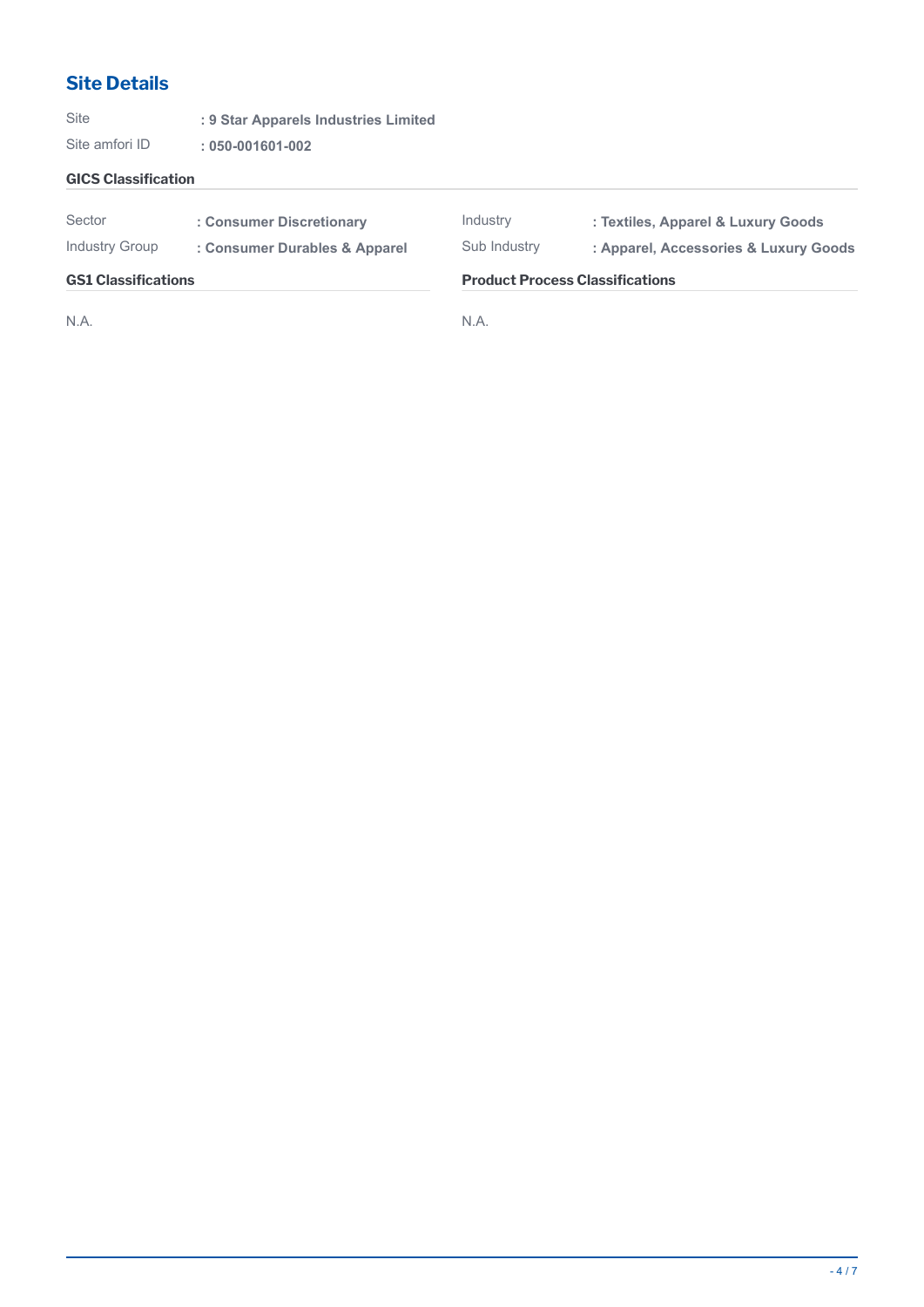## Site Details

Site : **9 Star Apparels Industries Limited**

Site amfori ID : **050-001601-002**

### GICS Classification

| | | | |
|---|---|---|---|
| Sector | **: Consumer Discretionary** | Industry | **: Textiles, Apparel & Luxury Goods** |
| Industry Group | **: Consumer Durables & Apparel** | Sub Industry | **: Apparel, Accessories & Luxury Goods** |

### GS1 Classifications

N.A.

### Product Process Classifications

N.A.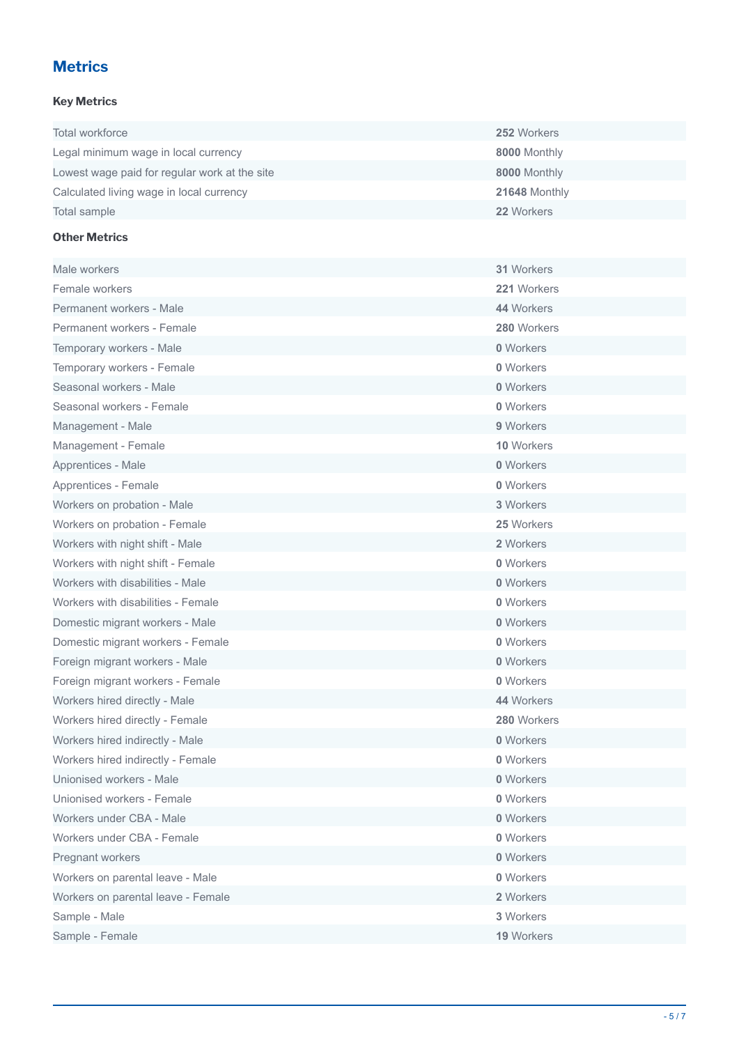## Metrics

### Key Metrics

| | |
|---|---|
| Total workforce | **252** Workers |
| Legal minimum wage in local currency | **8000** Monthly |
| Lowest wage paid for regular work at the site | **8000** Monthly |
| Calculated living wage in local currency | **21648** Monthly |
| Total sample | **22** Workers |

### Other Metrics

| | |
|---|---|
| Male workers | **31** Workers |
| Female workers | **221** Workers |
| Permanent workers - Male | **44** Workers |
| Permanent workers - Female | **280** Workers |
| Temporary workers - Male | **0** Workers |
| Temporary workers - Female | **0** Workers |
| Seasonal workers - Male | **0** Workers |
| Seasonal workers - Female | **0** Workers |
| Management - Male | **9** Workers |
| Management - Female | **10** Workers |
| Apprentices - Male | **0** Workers |
| Apprentices - Female | **0** Workers |
| Workers on probation - Male | **3** Workers |
| Workers on probation - Female | **25** Workers |
| Workers with night shift - Male | **2** Workers |
| Workers with night shift - Female | **0** Workers |
| Workers with disabilities - Male | **0** Workers |
| Workers with disabilities - Female | **0** Workers |
| Domestic migrant workers - Male | **0** Workers |
| Domestic migrant workers - Female | **0** Workers |
| Foreign migrant workers - Male | **0** Workers |
| Foreign migrant workers - Female | **0** Workers |
| Workers hired directly - Male | **44** Workers |
| Workers hired directly - Female | **280** Workers |
| Workers hired indirectly - Male | **0** Workers |
| Workers hired indirectly - Female | **0** Workers |
| Unionised workers - Male | **0** Workers |
| Unionised workers - Female | **0** Workers |
| Workers under CBA - Male | **0** Workers |
| Workers under CBA - Female | **0** Workers |
| Pregnant workers | **0** Workers |
| Workers on parental leave - Male | **0** Workers |
| Workers on parental leave - Female | **2** Workers |
| Sample - Male | **3** Workers |
| Sample - Female | **19** Workers |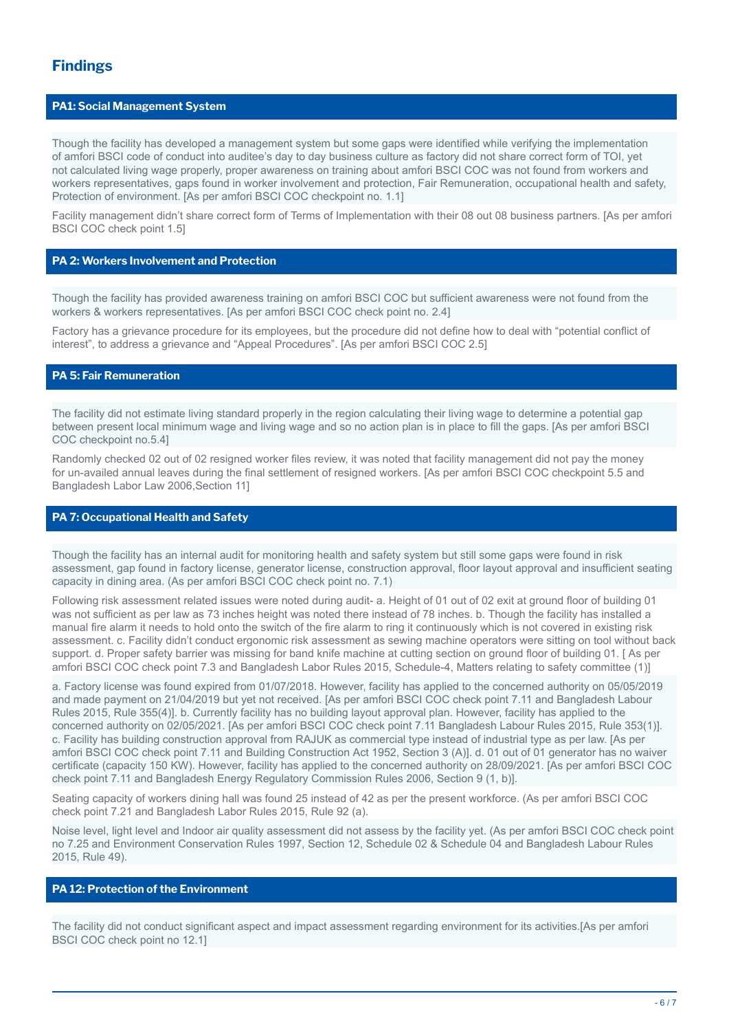## Findings

### PA1: Social Management System

Though the facility has developed a management system but some gaps were identified while verifying the implementation of amfori BSCI code of conduct into auditee's day to day business culture as factory did not share correct form of TOI, yet not calculated living wage properly, proper awareness on training about amfori BSCI COC was not found from workers and workers representatives, gaps found in worker involvement and protection, Fair Remuneration, occupational health and safety, Protection of environment. [As per amfori BSCI COC checkpoint no. 1.1]

Facility management didn't share correct form of Terms of Implementation with their 08 out 08 business partners. [As per amfori BSCI COC check point 1.5]

### PA 2: Workers Involvement and Protection

Though the facility has provided awareness training on amfori BSCI COC but sufficient awareness were not found from the workers & workers representatives. [As per amfori BSCI COC check point no. 2.4]

Factory has a grievance procedure for its employees, but the procedure did not define how to deal with "potential conflict of interest", to address a grievance and "Appeal Procedures". [As per amfori BSCI COC 2.5]

### PA 5: Fair Remuneration

The facility did not estimate living standard properly in the region calculating their living wage to determine a potential gap between present local minimum wage and living wage and so no action plan is in place to fill the gaps. [As per amfori BSCI COC checkpoint no.5.4]

Randomly checked 02 out of 02 resigned worker files review, it was noted that facility management did not pay the money for un-availed annual leaves during the final settlement of resigned workers. [As per amfori BSCI COC checkpoint 5.5 and Bangladesh Labor Law 2006,Section 11]

### PA 7: Occupational Health and Safety

Though the facility has an internal audit for monitoring health and safety system but still some gaps were found in risk assessment, gap found in factory license, generator license, construction approval, floor layout approval and insufficient seating capacity in dining area. (As per amfori BSCI COC check point no. 7.1)

Following risk assessment related issues were noted during audit- a. Height of 01 out of 02 exit at ground floor of building 01 was not sufficient as per law as 73 inches height was noted there instead of 78 inches. b. Though the facility has installed a manual fire alarm it needs to hold onto the switch of the fire alarm to ring it continuously which is not covered in existing risk assessment. c. Facility didn't conduct ergonomic risk assessment as sewing machine operators were sitting on tool without back support. d. Proper safety barrier was missing for band knife machine at cutting section on ground floor of building 01. [ As per amfori BSCI COC check point 7.3 and Bangladesh Labor Rules 2015, Schedule-4, Matters relating to safety committee (1)]

a. Factory license was found expired from 01/07/2018. However, facility has applied to the concerned authority on 05/05/2019 and made payment on 21/04/2019 but yet not received. [As per amfori BSCI COC check point 7.11 and Bangladesh Labour Rules 2015, Rule 355(4)]. b. Currently facility has no building layout approval plan. However, facility has applied to the concerned authority on 02/05/2021. [As per amfori BSCI COC check point 7.11 Bangladesh Labour Rules 2015, Rule 353(1)]. c. Facility has building construction approval from RAJUK as commercial type instead of industrial type as per law. [As per amfori BSCI COC check point 7.11 and Building Construction Act 1952, Section 3 (A)]. d. 01 out of 01 generator has no waiver certificate (capacity 150 KW). However, facility has applied to the concerned authority on 28/09/2021. [As per amfori BSCI COC check point 7.11 and Bangladesh Energy Regulatory Commission Rules 2006, Section 9 (1, b)].

Seating capacity of workers dining hall was found 25 instead of 42 as per the present workforce. (As per amfori BSCI COC check point 7.21 and Bangladesh Labor Rules 2015, Rule 92 (a).

Noise level, light level and Indoor air quality assessment did not assess by the facility yet. (As per amfori BSCI COC check point no 7.25 and Environment Conservation Rules 1997, Section 12, Schedule 02 & Schedule 04 and Bangladesh Labour Rules 2015, Rule 49).

### PA 12: Protection of the Environment

The facility did not conduct significant aspect and impact assessment regarding environment for its activities.[As per amfori BSCI COC check point no 12.1]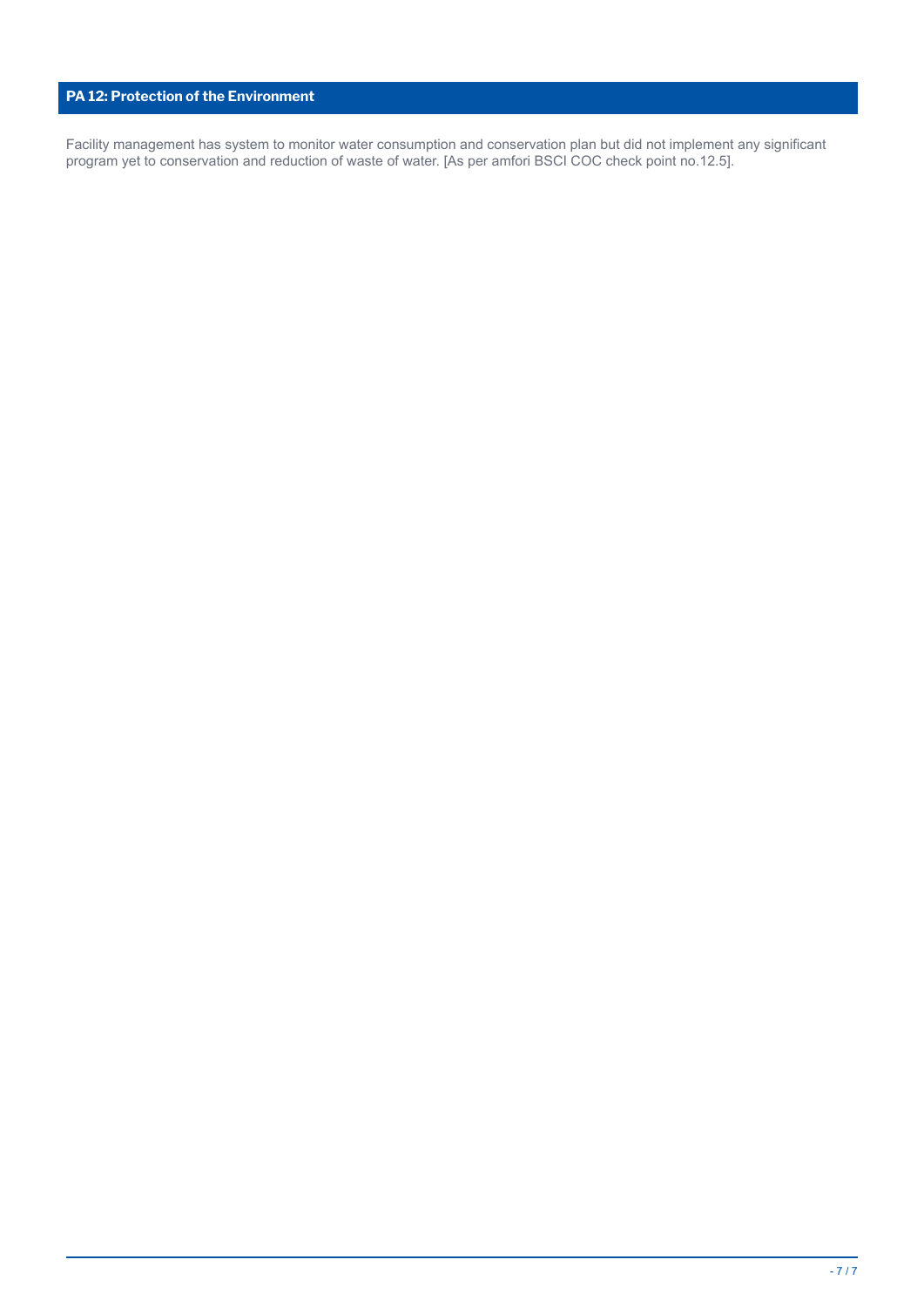## PA 12: Protection of the Environment

Facility management has system to monitor water consumption and conservation plan but did not implement any significant program yet to conservation and reduction of waste of water. [As per amfori BSCI COC check point no.12.5].